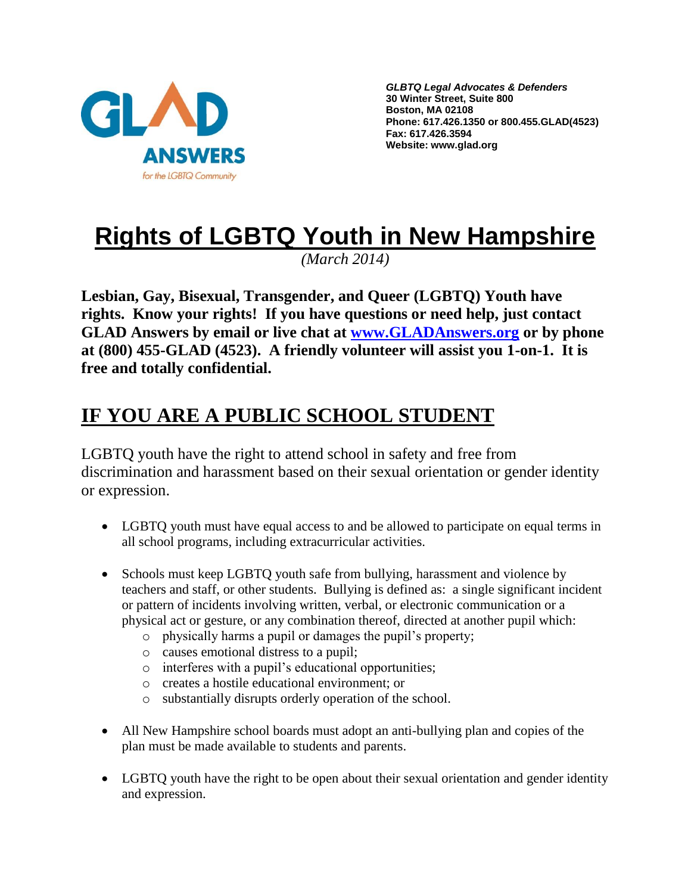GLAD ANSWERS for the LGBTQ Community

*GLBTQ Legal Advocates & Defenders*
**30 Winter Street, Suite 800**
**Boston, MA 02108**
**Phone: 617.426.1350 or 800.455.GLAD(4523)**
**Fax: 617.426.3594**
**Website: www.glad.org**

# Rights of LGBTQ Youth in New Hampshire

*(March 2014)*

**Lesbian, Gay, Bisexual, Transgender, and Queer (LGBTQ) Youth have rights. Know your rights! If you have questions or need help, just contact GLAD Answers by email or live chat at [www.GLADAnswers.org](http://www.GLADAnswers.org) or by phone at (800) 455-GLAD (4523). A friendly volunteer will assist you 1-on-1. It is free and totally confidential.**

## IF YOU ARE A PUBLIC SCHOOL STUDENT

LGBTQ youth have the right to attend school in safety and free from discrimination and harassment based on their sexual orientation or gender identity or expression.

- LGBTQ youth must have equal access to and be allowed to participate on equal terms in all school programs, including extracurricular activities.

- Schools must keep LGBTQ youth safe from bullying, harassment and violence by teachers and staff, or other students. Bullying is defined as: a single significant incident or pattern of incidents involving written, verbal, or electronic communication or a physical act or gesture, or any combination thereof, directed at another pupil which:
  - physically harms a pupil or damages the pupil's property;
  - causes emotional distress to a pupil;
  - interferes with a pupil's educational opportunities;
  - creates a hostile educational environment; or
  - substantially disrupts orderly operation of the school.

- All New Hampshire school boards must adopt an anti-bullying plan and copies of the plan must be made available to students and parents.

- LGBTQ youth have the right to be open about their sexual orientation and gender identity and expression.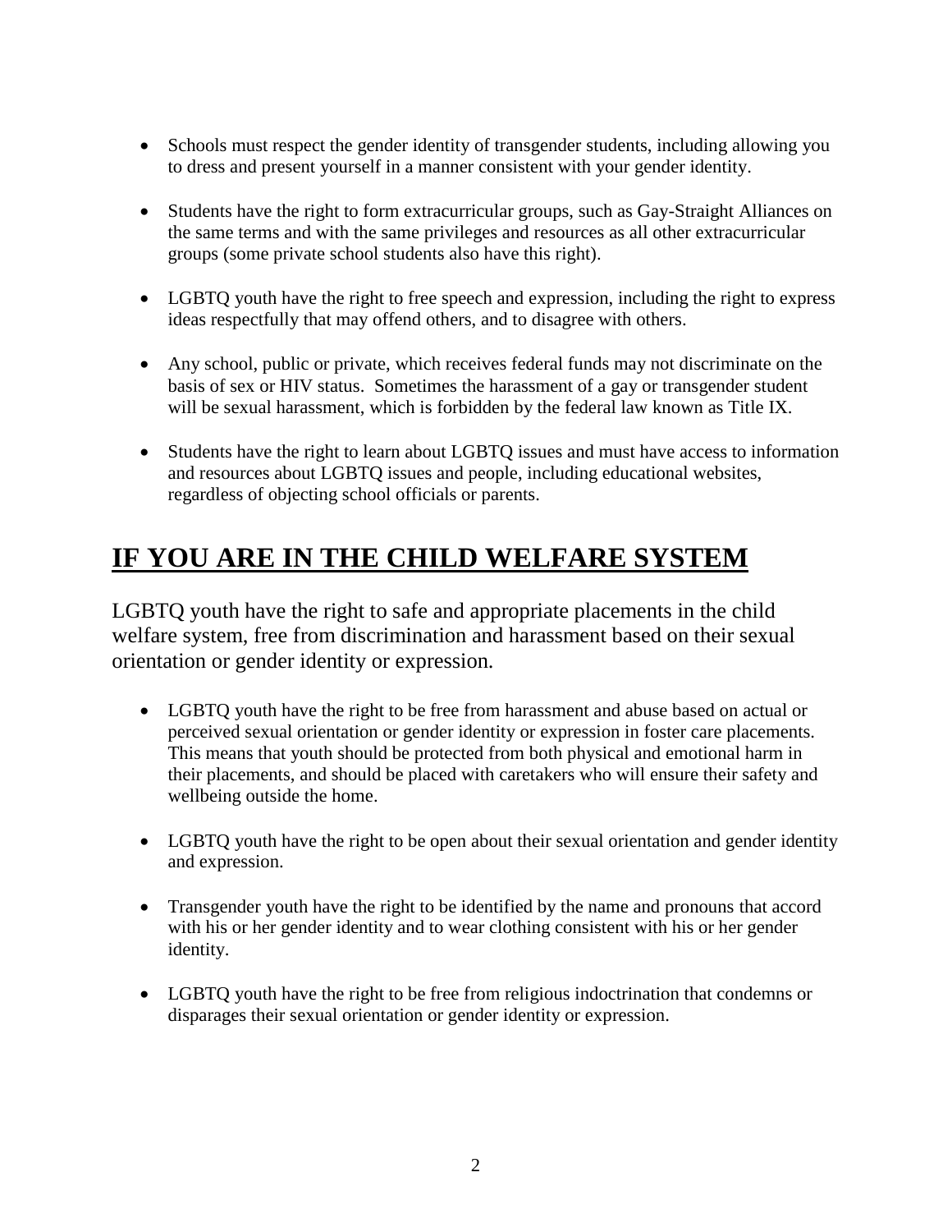- Schools must respect the gender identity of transgender students, including allowing you to dress and present yourself in a manner consistent with your gender identity.

- Students have the right to form extracurricular groups, such as Gay-Straight Alliances on the same terms and with the same privileges and resources as all other extracurricular groups (some private school students also have this right).

- LGBTQ youth have the right to free speech and expression, including the right to express ideas respectfully that may offend others, and to disagree with others.

- Any school, public or private, which receives federal funds may not discriminate on the basis of sex or HIV status. Sometimes the harassment of a gay or transgender student will be sexual harassment, which is forbidden by the federal law known as Title IX.

- Students have the right to learn about LGBTQ issues and must have access to information and resources about LGBTQ issues and people, including educational websites, regardless of objecting school officials or parents.

## IF YOU ARE IN THE CHILD WELFARE SYSTEM

LGBTQ youth have the right to safe and appropriate placements in the child welfare system, free from discrimination and harassment based on their sexual orientation or gender identity or expression.

- LGBTQ youth have the right to be free from harassment and abuse based on actual or perceived sexual orientation or gender identity or expression in foster care placements. This means that youth should be protected from both physical and emotional harm in their placements, and should be placed with caretakers who will ensure their safety and wellbeing outside the home.

- LGBTQ youth have the right to be open about their sexual orientation and gender identity and expression.

- Transgender youth have the right to be identified by the name and pronouns that accord with his or her gender identity and to wear clothing consistent with his or her gender identity.

- LGBTQ youth have the right to be free from religious indoctrination that condemns or disparages their sexual orientation or gender identity or expression.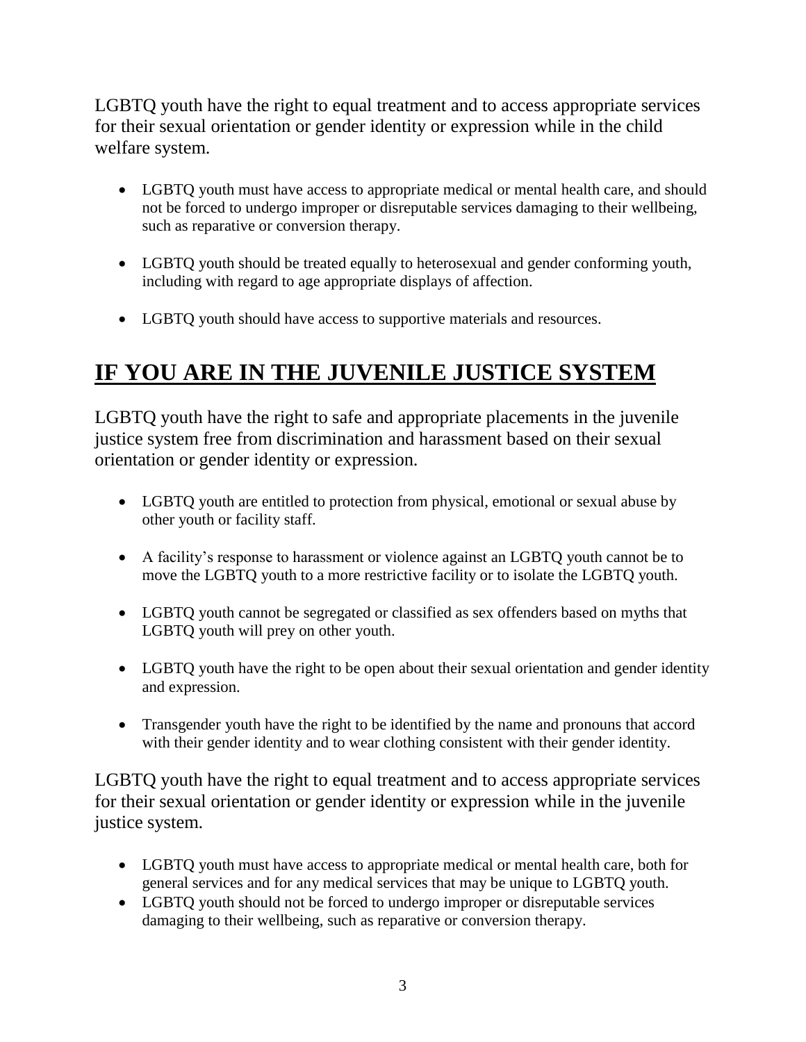LGBTQ youth have the right to equal treatment and to access appropriate services for their sexual orientation or gender identity or expression while in the child welfare system.

- LGBTQ youth must have access to appropriate medical or mental health care, and should not be forced to undergo improper or disreputable services damaging to their wellbeing, such as reparative or conversion therapy.
- LGBTQ youth should be treated equally to heterosexual and gender conforming youth, including with regard to age appropriate displays of affection.
- LGBTQ youth should have access to supportive materials and resources.

## IF YOU ARE IN THE JUVENILE JUSTICE SYSTEM

LGBTQ youth have the right to safe and appropriate placements in the juvenile justice system free from discrimination and harassment based on their sexual orientation or gender identity or expression.

- LGBTQ youth are entitled to protection from physical, emotional or sexual abuse by other youth or facility staff.
- A facility's response to harassment or violence against an LGBTQ youth cannot be to move the LGBTQ youth to a more restrictive facility or to isolate the LGBTQ youth.
- LGBTQ youth cannot be segregated or classified as sex offenders based on myths that LGBTQ youth will prey on other youth.
- LGBTQ youth have the right to be open about their sexual orientation and gender identity and expression.
- Transgender youth have the right to be identified by the name and pronouns that accord with their gender identity and to wear clothing consistent with their gender identity.

LGBTQ youth have the right to equal treatment and to access appropriate services for their sexual orientation or gender identity or expression while in the juvenile justice system.

- LGBTQ youth must have access to appropriate medical or mental health care, both for general services and for any medical services that may be unique to LGBTQ youth.
- LGBTQ youth should not be forced to undergo improper or disreputable services damaging to their wellbeing, such as reparative or conversion therapy.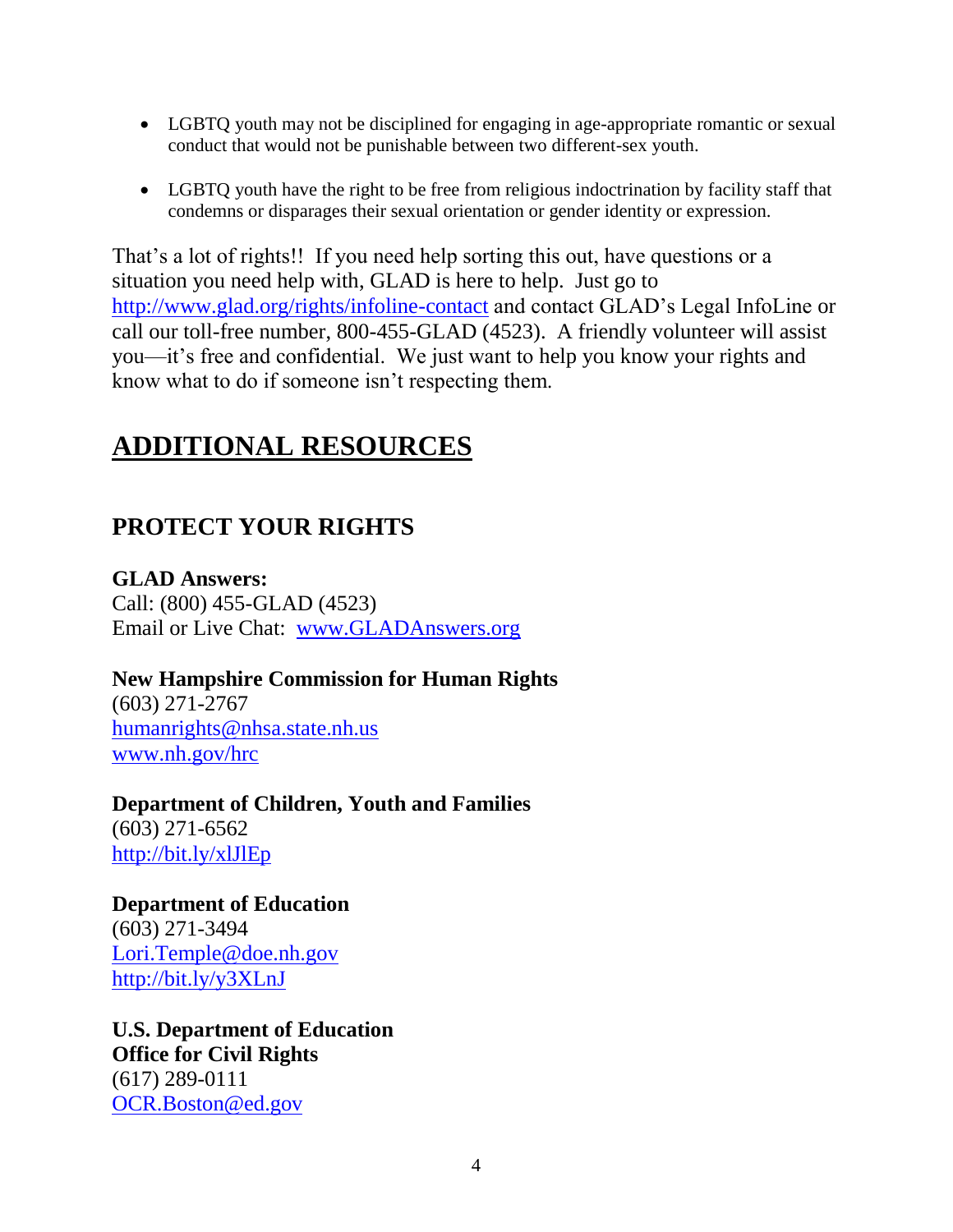- LGBTQ youth may not be disciplined for engaging in age-appropriate romantic or sexual conduct that would not be punishable between two different-sex youth.

- LGBTQ youth have the right to be free from religious indoctrination by facility staff that condemns or disparages their sexual orientation or gender identity or expression.

That's a lot of rights!! If you need help sorting this out, have questions or a situation you need help with, GLAD is here to help. Just go to http://www.glad.org/rights/infoline-contact and contact GLAD's Legal InfoLine or call our toll-free number, 800-455-GLAD (4523). A friendly volunteer will assist you—it's free and confidential. We just want to help you know your rights and know what to do if someone isn't respecting them.

# ADDITIONAL RESOURCES

## PROTECT YOUR RIGHTS

**GLAD Answers:**
Call: (800) 455-GLAD (4523)
Email or Live Chat: www.GLADAnswers.org

**New Hampshire Commission for Human Rights**
(603) 271-2767
humanrights@nhsa.state.nh.us
www.nh.gov/hrc

**Department of Children, Youth and Families**
(603) 271-6562
http://bit.ly/xlJlEp

**Department of Education**
(603) 271-3494
Lori.Temple@doe.nh.gov
http://bit.ly/y3XLnJ

**U.S. Department of Education**
**Office for Civil Rights**
(617) 289-0111
OCR.Boston@ed.gov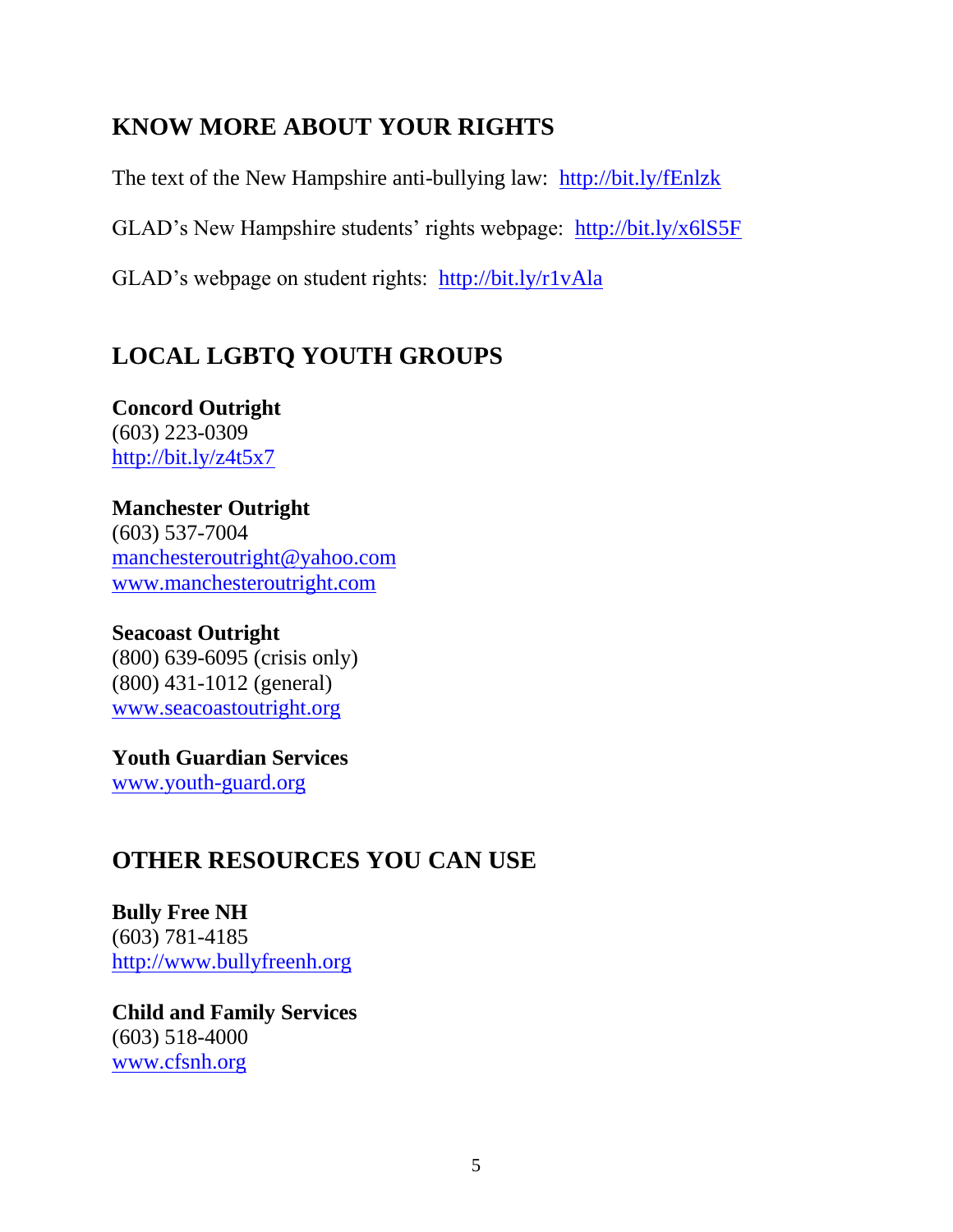## KNOW MORE ABOUT YOUR RIGHTS

The text of the New Hampshire anti-bullying law: http://bit.ly/fEnlzk

GLAD's New Hampshire students' rights webpage: http://bit.ly/x6lS5F

GLAD's webpage on student rights: http://bit.ly/r1vAla

## LOCAL LGBTQ YOUTH GROUPS

**Concord Outright**
(603) 223-0309
http://bit.ly/z4t5x7

**Manchester Outright**
(603) 537-7004
manchesteroutright@yahoo.com
www.manchesteroutright.com

**Seacoast Outright**
(800) 639-6095 (crisis only)
(800) 431-1012 (general)
www.seacoastoutright.org

**Youth Guardian Services**
www.youth-guard.org

## OTHER RESOURCES YOU CAN USE

**Bully Free NH**
(603) 781-4185
http://www.bullyfreenh.org

**Child and Family Services**
(603) 518-4000
www.cfsnh.org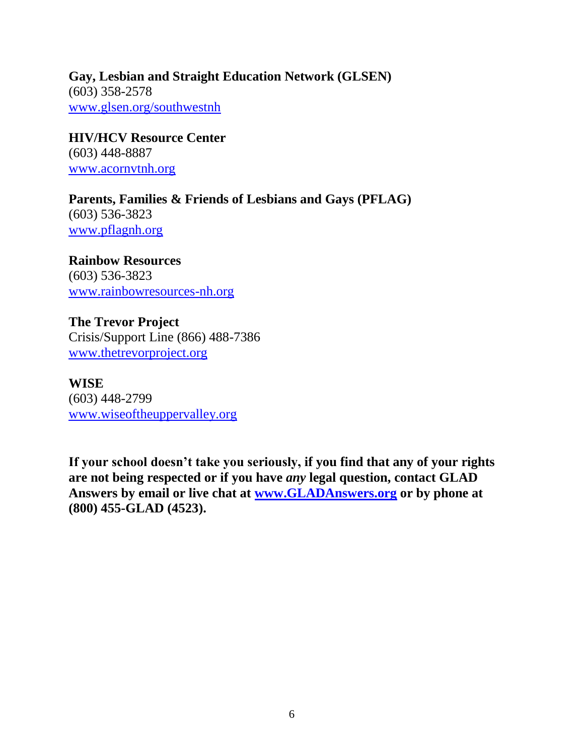**Gay, Lesbian and Straight Education Network (GLSEN)**
(603) 358-2578
www.glsen.org/southwestnh

**HIV/HCV Resource Center**
(603) 448-8887
www.acornvtnh.org

**Parents, Families & Friends of Lesbians and Gays (PFLAG)**
(603) 536-3823
www.pflagnh.org

**Rainbow Resources**
(603) 536-3823
www.rainbowresources-nh.org

**The Trevor Project**
Crisis/Support Line (866) 488-7386
www.thetrevorproject.org

**WISE**
(603) 448-2799
www.wiseoftheuppervalley.org

**If your school doesn't take you seriously, if you find that any of your rights are not being respected or if you have *any* legal question, contact GLAD Answers by email or live chat at www.GLADAnswers.org or by phone at (800) 455-GLAD (4523).**